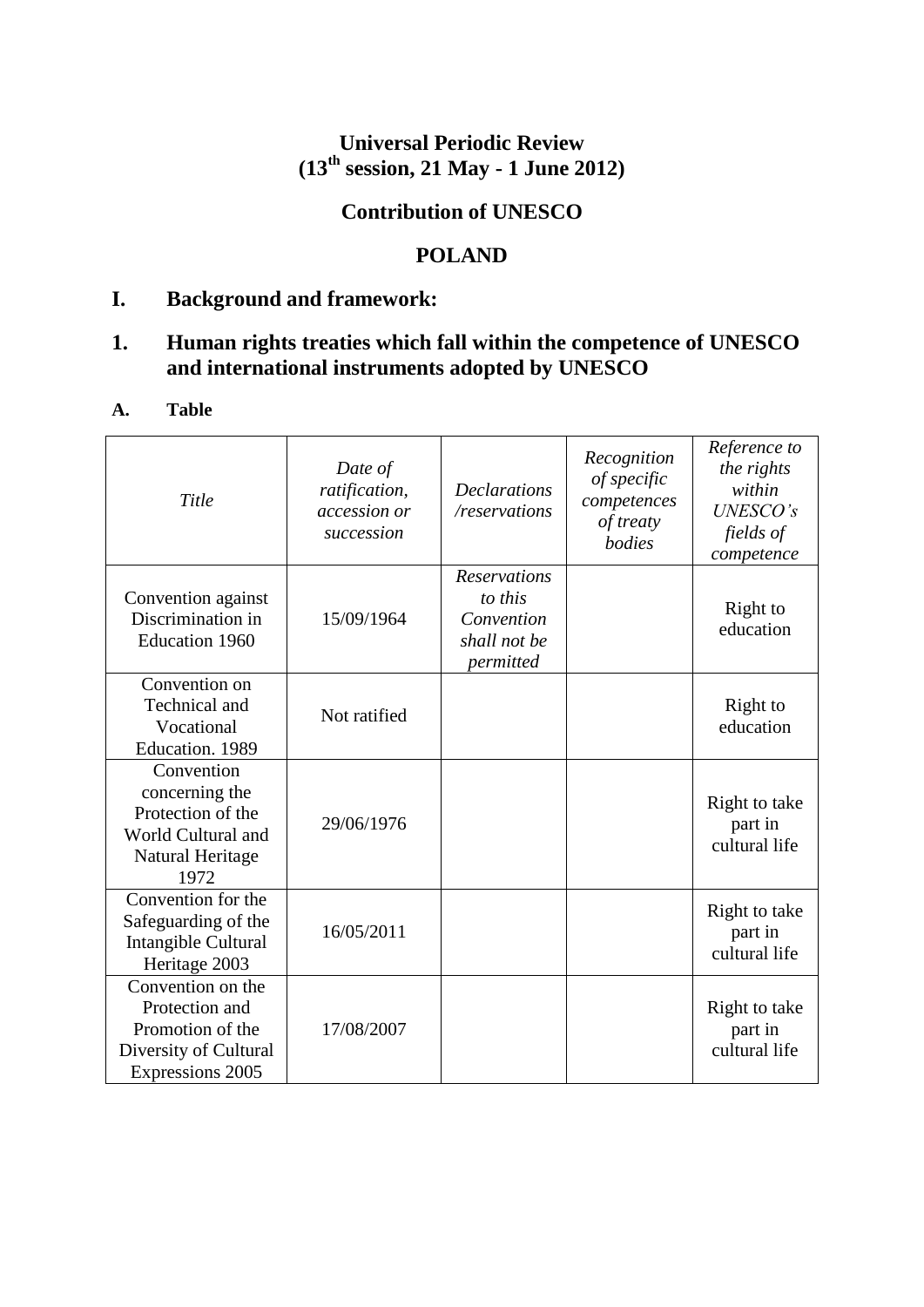# Universal Periodic Review
# (13th session, 21 May - 1 June 2012)

## Contribution of UNESCO

## POLAND

## I. Background and framework:

## 1. Human rights treaties which fall within the competence of UNESCO and international instruments adopted by UNESCO

### A. Table

| *Title* | *Date of ratification, accession or succession* | *Declarations /reservations* | *Recognition of specific competences of treaty bodies* | *Reference to the rights within UNESCO's fields of competence* |
|---|---|---|---|---|
| Convention against Discrimination in Education 1960 | 15/09/1964 | *Reservations to this Convention shall not be permitted* | | Right to education |
| Convention on Technical and Vocational Education. 1989 | Not ratified | | | Right to education |
| Convention concerning the Protection of the World Cultural and Natural Heritage 1972 | 29/06/1976 | | | Right to take part in cultural life |
| Convention for the Safeguarding of the Intangible Cultural Heritage 2003 | 16/05/2011 | | | Right to take part in cultural life |
| Convention on the Protection and Promotion of the Diversity of Cultural Expressions 2005 | 17/08/2007 | | | Right to take part in cultural life |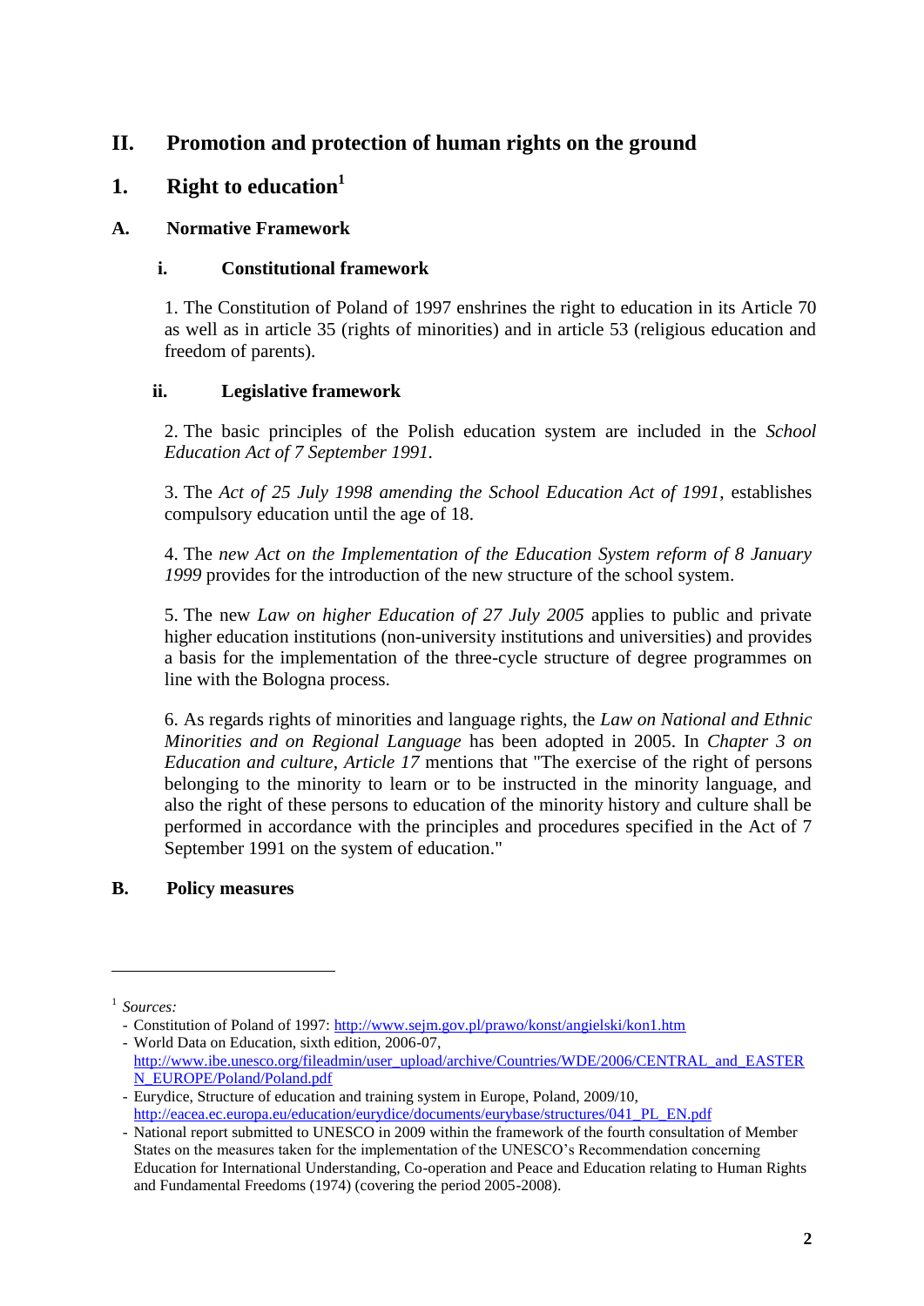# II. Promotion and protection of human rights on the ground

## 1. Right to education[1]

### A. Normative Framework

#### i. Constitutional framework

1. The Constitution of Poland of 1997 enshrines the right to education in its Article 70 as well as in article 35 (rights of minorities) and in article 53 (religious education and freedom of parents).

#### ii. Legislative framework

2. The basic principles of the Polish education system are included in the *School Education Act of 7 September 1991.*

3. The *Act of 25 July 1998 amending the School Education Act of 1991*, establishes compulsory education until the age of 18.

4. The *new Act on the Implementation of the Education System reform of 8 January 1999* provides for the introduction of the new structure of the school system.

5. The new *Law on higher Education of 27 July 2005* applies to public and private higher education institutions (non-university institutions and universities) and provides a basis for the implementation of the three-cycle structure of degree programmes on line with the Bologna process.

6. As regards rights of minorities and language rights, the *Law on National and Ethnic Minorities and on Regional Language* has been adopted in 2005. In *Chapter 3 on Education and culture*, *Article 17* mentions that "The exercise of the right of persons belonging to the minority to learn or to be instructed in the minority language, and also the right of these persons to education of the minority history and culture shall be performed in accordance with the principles and procedures specified in the Act of 7 September 1991 on the system of education."

### B. Policy measures

---

[1] *Sources:*
- Constitution of Poland of 1997: http://www.sejm.gov.pl/prawo/konst/angielski/kon1.htm
- World Data on Education, sixth edition, 2006-07, http://www.ibe.unesco.org/fileadmin/user_upload/archive/Countries/WDE/2006/CENTRAL_and_EASTERN_EUROPE/Poland/Poland.pdf
- Eurydice, Structure of education and training system in Europe, Poland, 2009/10, http://eacea.ec.europa.eu/education/eurydice/documents/eurybase/structures/041_PL_EN.pdf
- National report submitted to UNESCO in 2009 within the framework of the fourth consultation of Member States on the measures taken for the implementation of the UNESCO's Recommendation concerning Education for International Understanding, Co-operation and Peace and Education relating to Human Rights and Fundamental Freedoms (1974) (covering the period 2005-2008).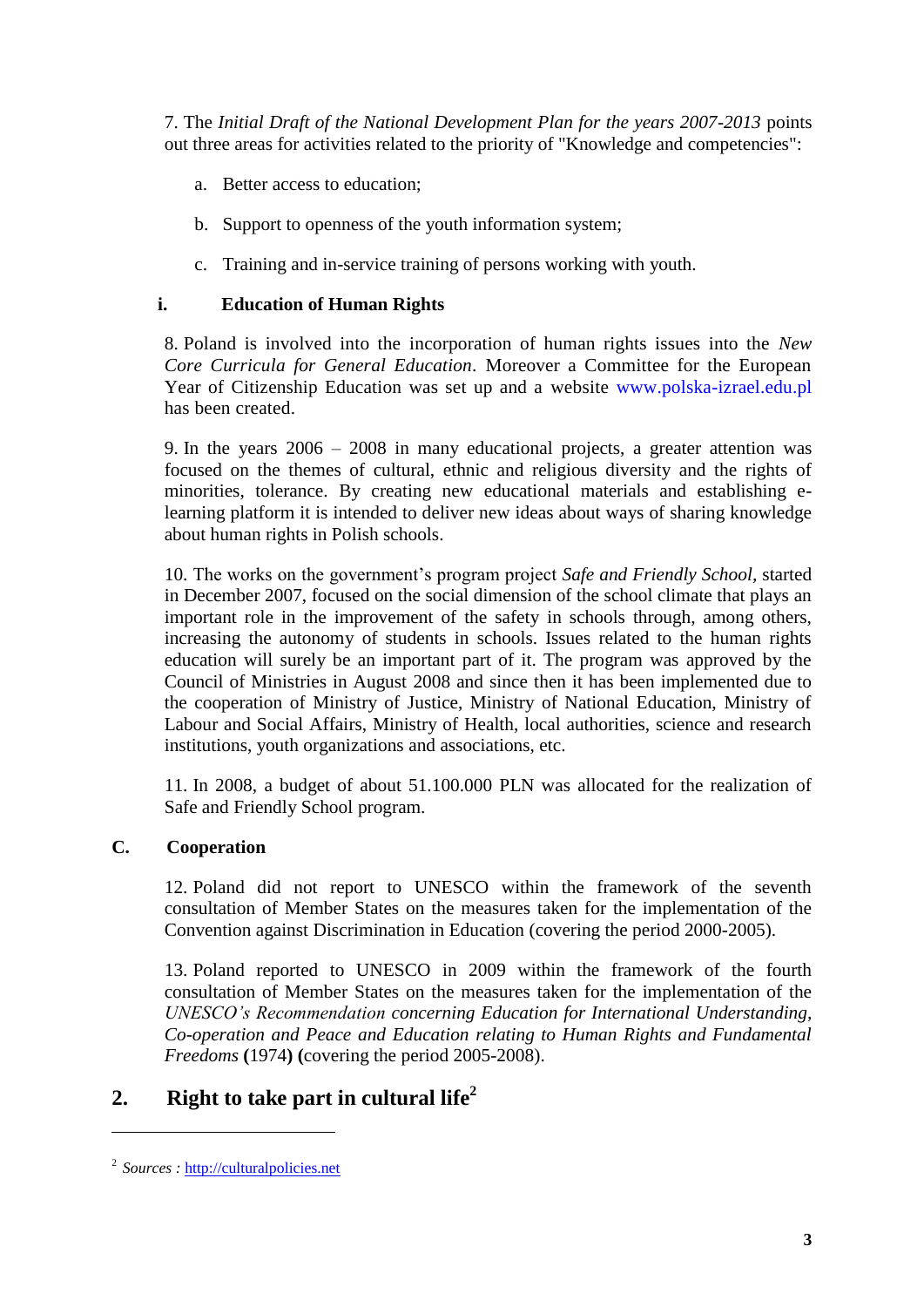7. The *Initial Draft of the National Development Plan for the years 2007-2013* points out three areas for activities related to the priority of "Knowledge and competencies":

a. Better access to education;

b. Support to openness of the youth information system;

c. Training and in-service training of persons working with youth.

#### i. Education of Human Rights

8. Poland is involved into the incorporation of human rights issues into the *New Core Curricula for General Education*. Moreover a Committee for the European Year of Citizenship Education was set up and a website www.polska-izrael.edu.pl has been created.

9. In the years 2006 – 2008 in many educational projects, a greater attention was focused on the themes of cultural, ethnic and religious diversity and the rights of minorities, tolerance. By creating new educational materials and establishing e-learning platform it is intended to deliver new ideas about ways of sharing knowledge about human rights in Polish schools.

10. The works on the government's program project *Safe and Friendly School*, started in December 2007, focused on the social dimension of the school climate that plays an important role in the improvement of the safety in schools through, among others, increasing the autonomy of students in schools. Issues related to the human rights education will surely be an important part of it. The program was approved by the Council of Ministries in August 2008 and since then it has been implemented due to the cooperation of Ministry of Justice, Ministry of National Education, Ministry of Labour and Social Affairs, Ministry of Health, local authorities, science and research institutions, youth organizations and associations, etc.

11. In 2008, a budget of about 51.100.000 PLN was allocated for the realization of Safe and Friendly School program.

### C. Cooperation

12. Poland did not report to UNESCO within the framework of the seventh consultation of Member States on the measures taken for the implementation of the Convention against Discrimination in Education (covering the period 2000-2005).

13. Poland reported to UNESCO in 2009 within the framework of the fourth consultation of Member States on the measures taken for the implementation of the *UNESCO's Recommendation concerning Education for International Understanding, Co-operation and Peace and Education relating to Human Rights and Fundamental Freedoms* **(**1974**) (**covering the period 2005-2008).

## 2. Right to take part in cultural life[2]

[2] *Sources* : http://culturalpolicies.net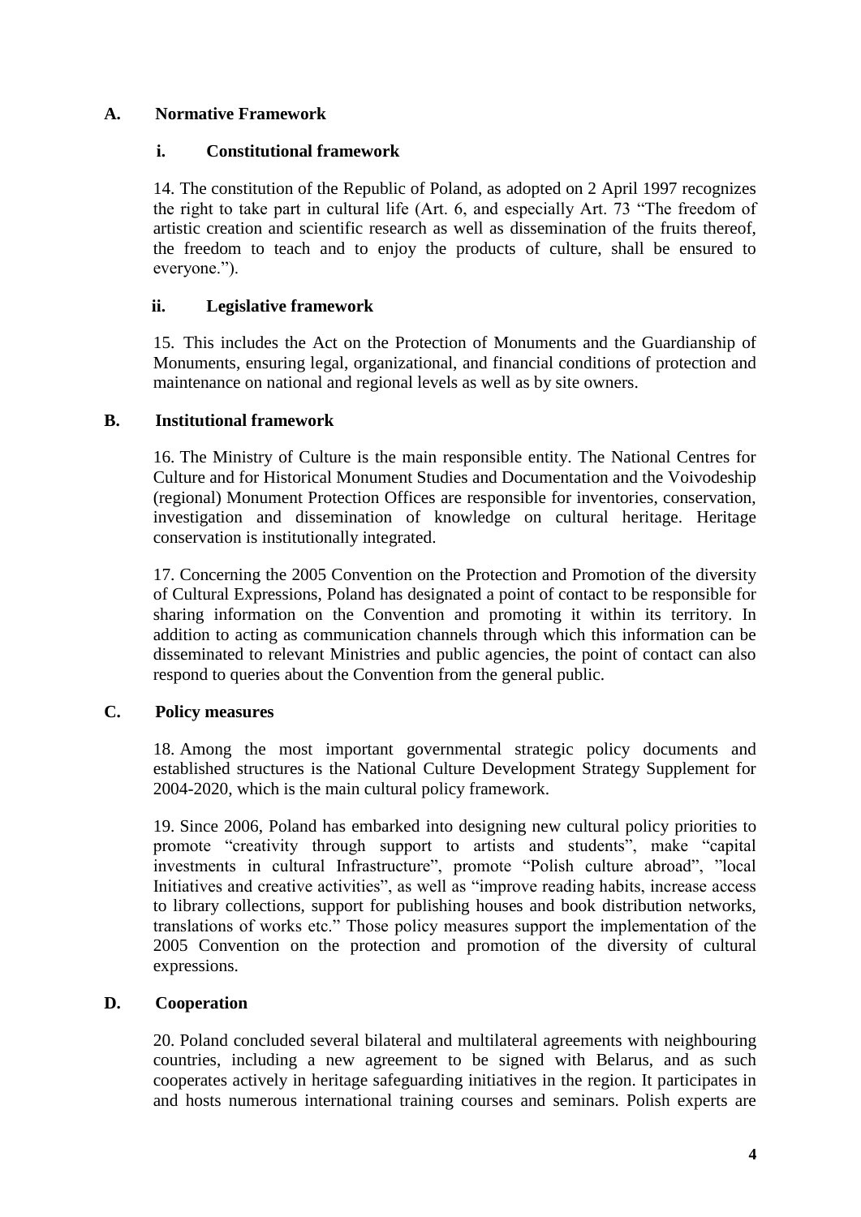## A. Normative Framework

### i. Constitutional framework

14. The constitution of the Republic of Poland, as adopted on 2 April 1997 recognizes the right to take part in cultural life (Art. 6, and especially Art. 73 "The freedom of artistic creation and scientific research as well as dissemination of the fruits thereof, the freedom to teach and to enjoy the products of culture, shall be ensured to everyone.").

### ii. Legislative framework

15. This includes the Act on the Protection of Monuments and the Guardianship of Monuments, ensuring legal, organizational, and financial conditions of protection and maintenance on national and regional levels as well as by site owners.

## B. Institutional framework

16. The Ministry of Culture is the main responsible entity. The National Centres for Culture and for Historical Monument Studies and Documentation and the Voivodeship (regional) Monument Protection Offices are responsible for inventories, conservation, investigation and dissemination of knowledge on cultural heritage. Heritage conservation is institutionally integrated.

17. Concerning the 2005 Convention on the Protection and Promotion of the diversity of Cultural Expressions, Poland has designated a point of contact to be responsible for sharing information on the Convention and promoting it within its territory. In addition to acting as communication channels through which this information can be disseminated to relevant Ministries and public agencies, the point of contact can also respond to queries about the Convention from the general public.

## C. Policy measures

18. Among the most important governmental strategic policy documents and established structures is the National Culture Development Strategy Supplement for 2004-2020, which is the main cultural policy framework.

19. Since 2006, Poland has embarked into designing new cultural policy priorities to promote "creativity through support to artists and students", make "capital investments in cultural Infrastructure", promote "Polish culture abroad", "local Initiatives and creative activities", as well as "improve reading habits, increase access to library collections, support for publishing houses and book distribution networks, translations of works etc." Those policy measures support the implementation of the 2005 Convention on the protection and promotion of the diversity of cultural expressions.

## D. Cooperation

20. Poland concluded several bilateral and multilateral agreements with neighbouring countries, including a new agreement to be signed with Belarus, and as such cooperates actively in heritage safeguarding initiatives in the region. It participates in and hosts numerous international training courses and seminars. Polish experts are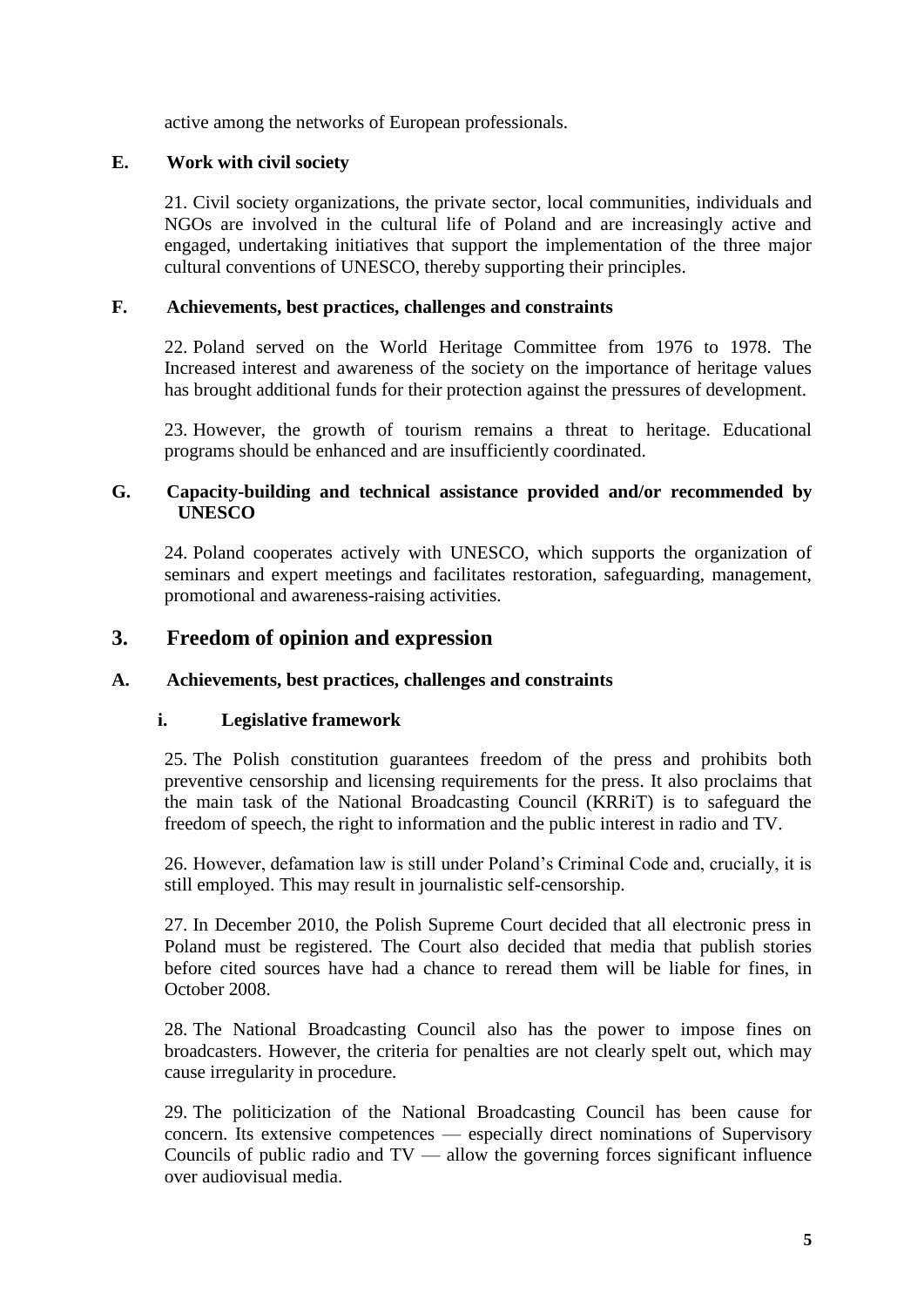active among the networks of European professionals.

### E. Work with civil society

21. Civil society organizations, the private sector, local communities, individuals and NGOs are involved in the cultural life of Poland and are increasingly active and engaged, undertaking initiatives that support the implementation of the three major cultural conventions of UNESCO, thereby supporting their principles.

### F. Achievements, best practices, challenges and constraints

22. Poland served on the World Heritage Committee from 1976 to 1978. The Increased interest and awareness of the society on the importance of heritage values has brought additional funds for their protection against the pressures of development.

23. However, the growth of tourism remains a threat to heritage. Educational programs should be enhanced and are insufficiently coordinated.

### G. Capacity-building and technical assistance provided and/or recommended by UNESCO

24. Poland cooperates actively with UNESCO, which supports the organization of seminars and expert meetings and facilitates restoration, safeguarding, management, promotional and awareness-raising activities.

## 3. Freedom of opinion and expression

### A. Achievements, best practices, challenges and constraints

#### i. Legislative framework

25. The Polish constitution guarantees freedom of the press and prohibits both preventive censorship and licensing requirements for the press. It also proclaims that the main task of the National Broadcasting Council (KRRiT) is to safeguard the freedom of speech, the right to information and the public interest in radio and TV.

26. However, defamation law is still under Poland's Criminal Code and, crucially, it is still employed. This may result in journalistic self-censorship.

27. In December 2010, the Polish Supreme Court decided that all electronic press in Poland must be registered. The Court also decided that media that publish stories before cited sources have had a chance to reread them will be liable for fines, in October 2008.

28. The National Broadcasting Council also has the power to impose fines on broadcasters. However, the criteria for penalties are not clearly spelt out, which may cause irregularity in procedure.

29. The politicization of the National Broadcasting Council has been cause for concern. Its extensive competences — especially direct nominations of Supervisory Councils of public radio and TV — allow the governing forces significant influence over audiovisual media.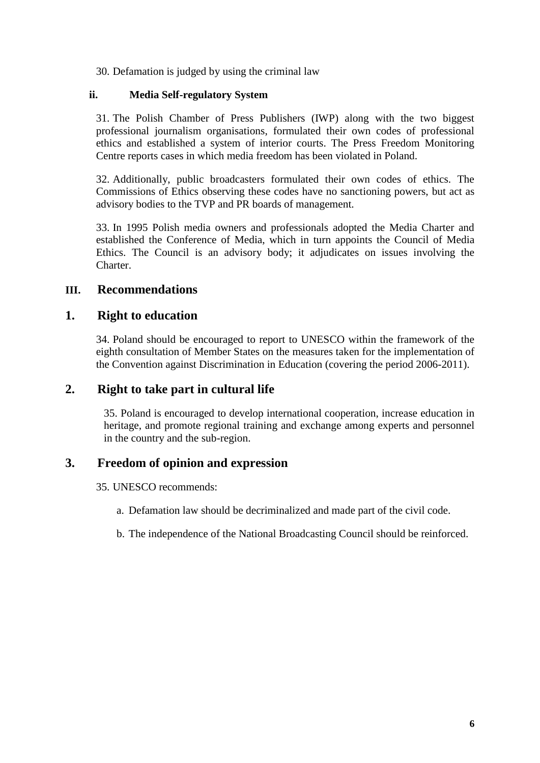30. Defamation is judged by using the criminal law

#### ii. Media Self-regulatory System

31. The Polish Chamber of Press Publishers (IWP) along with the two biggest professional journalism organisations, formulated their own codes of professional ethics and established a system of interior courts. The Press Freedom Monitoring Centre reports cases in which media freedom has been violated in Poland.

32. Additionally, public broadcasters formulated their own codes of ethics. The Commissions of Ethics observing these codes have no sanctioning powers, but act as advisory bodies to the TVP and PR boards of management.

33. In 1995 Polish media owners and professionals adopted the Media Charter and established the Conference of Media, which in turn appoints the Council of Media Ethics. The Council is an advisory body; it adjudicates on issues involving the Charter.

## III. Recommendations

### 1. Right to education

34. Poland should be encouraged to report to UNESCO within the framework of the eighth consultation of Member States on the measures taken for the implementation of the Convention against Discrimination in Education (covering the period 2006-2011).

### 2. Right to take part in cultural life

35. Poland is encouraged to develop international cooperation, increase education in heritage, and promote regional training and exchange among experts and personnel in the country and the sub-region.

### 3. Freedom of opinion and expression

35. UNESCO recommends:

a. Defamation law should be decriminalized and made part of the civil code.

b. The independence of the National Broadcasting Council should be reinforced.